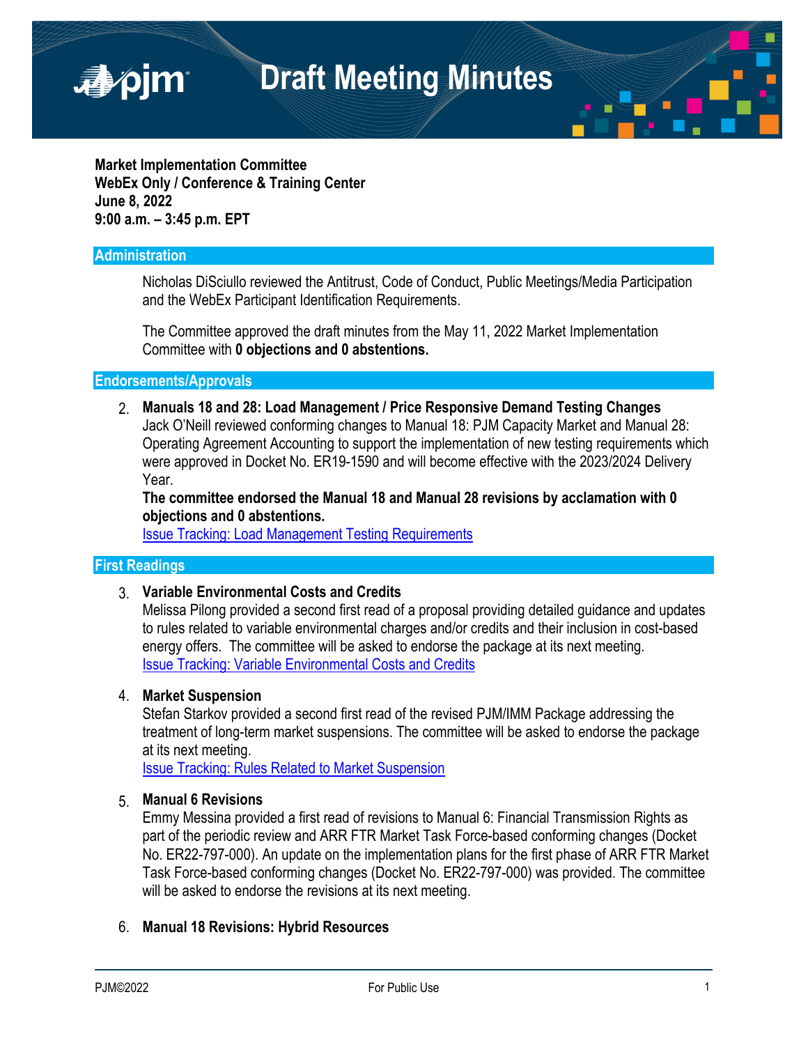# Draft Meeting Minutes

**Market Implementation Committee**
**WebEx Only / Conference & Training Center**
**June 8, 2022**
**9:00 a.m. – 3:45 p.m. EPT**

## Administration

Nicholas DiSciullo reviewed the Antitrust, Code of Conduct, Public Meetings/Media Participation and the WebEx Participant Identification Requirements.

The Committee approved the draft minutes from the May 11, 2022 Market Implementation Committee with **0 objections and 0 abstentions.**

## Endorsements/Approvals

2. **Manuals 18 and 28: Load Management / Price Responsive Demand Testing Changes**
   Jack O'Neill reviewed conforming changes to Manual 18: PJM Capacity Market and Manual 28: Operating Agreement Accounting to support the implementation of new testing requirements which were approved in Docket No. ER19-1590 and will become effective with the 2023/2024 Delivery Year.
   **The committee endorsed the Manual 18 and Manual 28 revisions by acclamation with 0 objections and 0 abstentions.**
   Issue Tracking: Load Management Testing Requirements

## First Readings

3. **Variable Environmental Costs and Credits**
   Melissa Pilong provided a second first read of a proposal providing detailed guidance and updates to rules related to variable environmental charges and/or credits and their inclusion in cost-based energy offers. The committee will be asked to endorse the package at its next meeting.
   Issue Tracking: Variable Environmental Costs and Credits

4. **Market Suspension**
   Stefan Starkov provided a second first read of the revised PJM/IMM Package addressing the treatment of long-term market suspensions. The committee will be asked to endorse the package at its next meeting.
   Issue Tracking: Rules Related to Market Suspension

5. **Manual 6 Revisions**
   Emmy Messina provided a first read of revisions to Manual 6: Financial Transmission Rights as part of the periodic review and ARR FTR Market Task Force-based conforming changes (Docket No. ER22-797-000). An update on the implementation plans for the first phase of ARR FTR Market Task Force-based conforming changes (Docket No. ER22-797-000) was provided. The committee will be asked to endorse the revisions at its next meeting.

6. **Manual 18 Revisions: Hybrid Resources**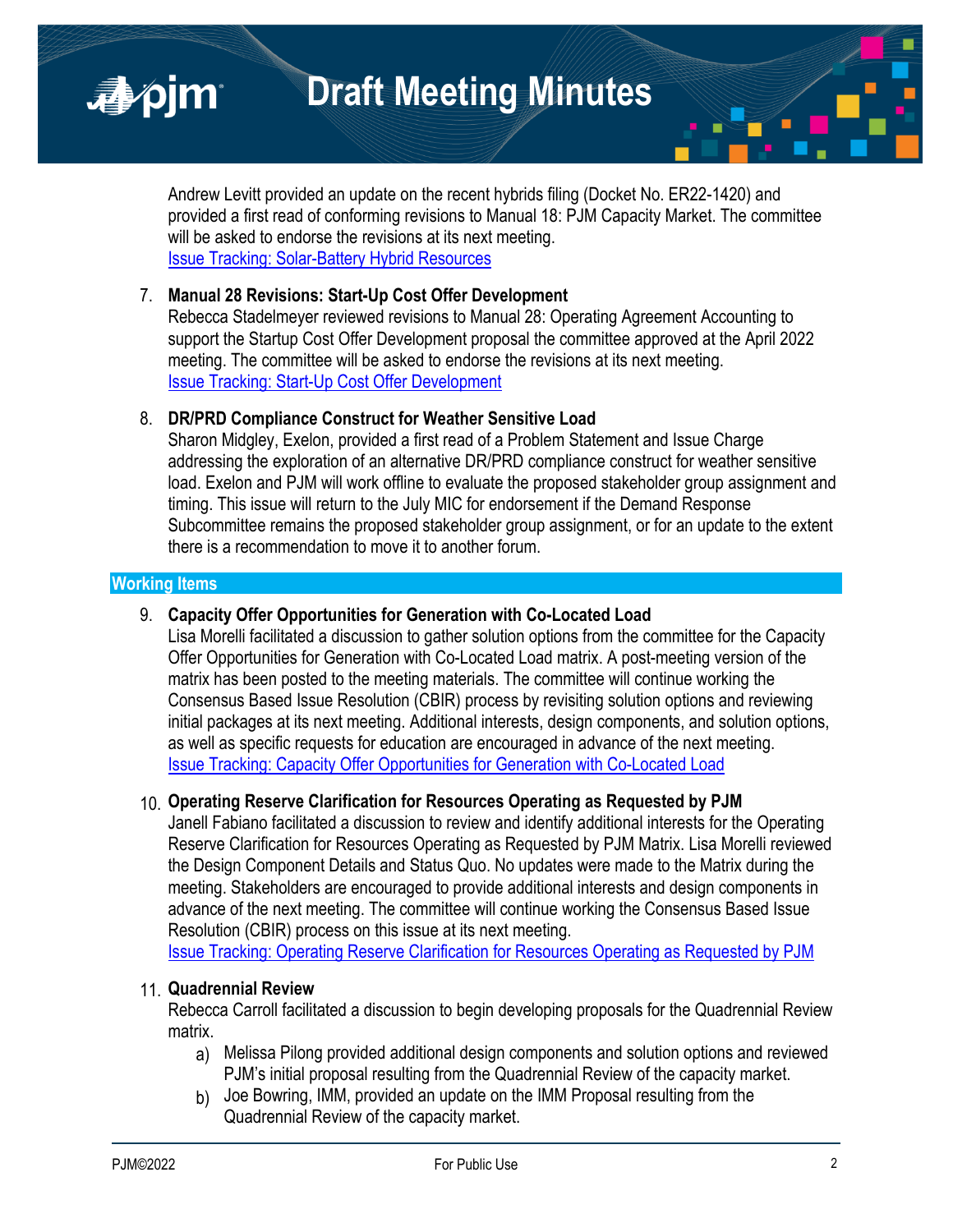Andrew Levitt provided an update on the recent hybrids filing (Docket No. ER22-1420) and provided a first read of conforming revisions to Manual 18: PJM Capacity Market. The committee will be asked to endorse the revisions at its next meeting.
[Issue Tracking: Solar-Battery Hybrid Resources]

7. **Manual 28 Revisions: Start-Up Cost Offer Development**
   Rebecca Stadelmeyer reviewed revisions to Manual 28: Operating Agreement Accounting to support the Startup Cost Offer Development proposal the committee approved at the April 2022 meeting. The committee will be asked to endorse the revisions at its next meeting.
   [Issue Tracking: Start-Up Cost Offer Development]

8. **DR/PRD Compliance Construct for Weather Sensitive Load**
   Sharon Midgley, Exelon, provided a first read of a Problem Statement and Issue Charge addressing the exploration of an alternative DR/PRD compliance construct for weather sensitive load. Exelon and PJM will work offline to evaluate the proposed stakeholder group assignment and timing. This issue will return to the July MIC for endorsement if the Demand Response Subcommittee remains the proposed stakeholder group assignment, or for an update to the extent there is a recommendation to move it to another forum.

## Working Items

9. **Capacity Offer Opportunities for Generation with Co-Located Load**
   Lisa Morelli facilitated a discussion to gather solution options from the committee for the Capacity Offer Opportunities for Generation with Co-Located Load matrix. A post-meeting version of the matrix has been posted to the meeting materials. The committee will continue working the Consensus Based Issue Resolution (CBIR) process by revisiting solution options and reviewing initial packages at its next meeting. Additional interests, design components, and solution options, as well as specific requests for education are encouraged in advance of the next meeting.
   [Issue Tracking: Capacity Offer Opportunities for Generation with Co-Located Load]

10. **Operating Reserve Clarification for Resources Operating as Requested by PJM**
    Janell Fabiano facilitated a discussion to review and identify additional interests for the Operating Reserve Clarification for Resources Operating as Requested by PJM Matrix. Lisa Morelli reviewed the Design Component Details and Status Quo. No updates were made to the Matrix during the meeting. Stakeholders are encouraged to provide additional interests and design components in advance of the next meeting. The committee will continue working the Consensus Based Issue Resolution (CBIR) process on this issue at its next meeting.
    [Issue Tracking: Operating Reserve Clarification for Resources Operating as Requested by PJM]

11. **Quadrennial Review**
    Rebecca Carroll facilitated a discussion to begin developing proposals for the Quadrennial Review matrix.
    a) Melissa Pilong provided additional design components and solution options and reviewed PJM's initial proposal resulting from the Quadrennial Review of the capacity market.
    b) Joe Bowring, IMM, provided an update on the IMM Proposal resulting from the Quadrennial Review of the capacity market.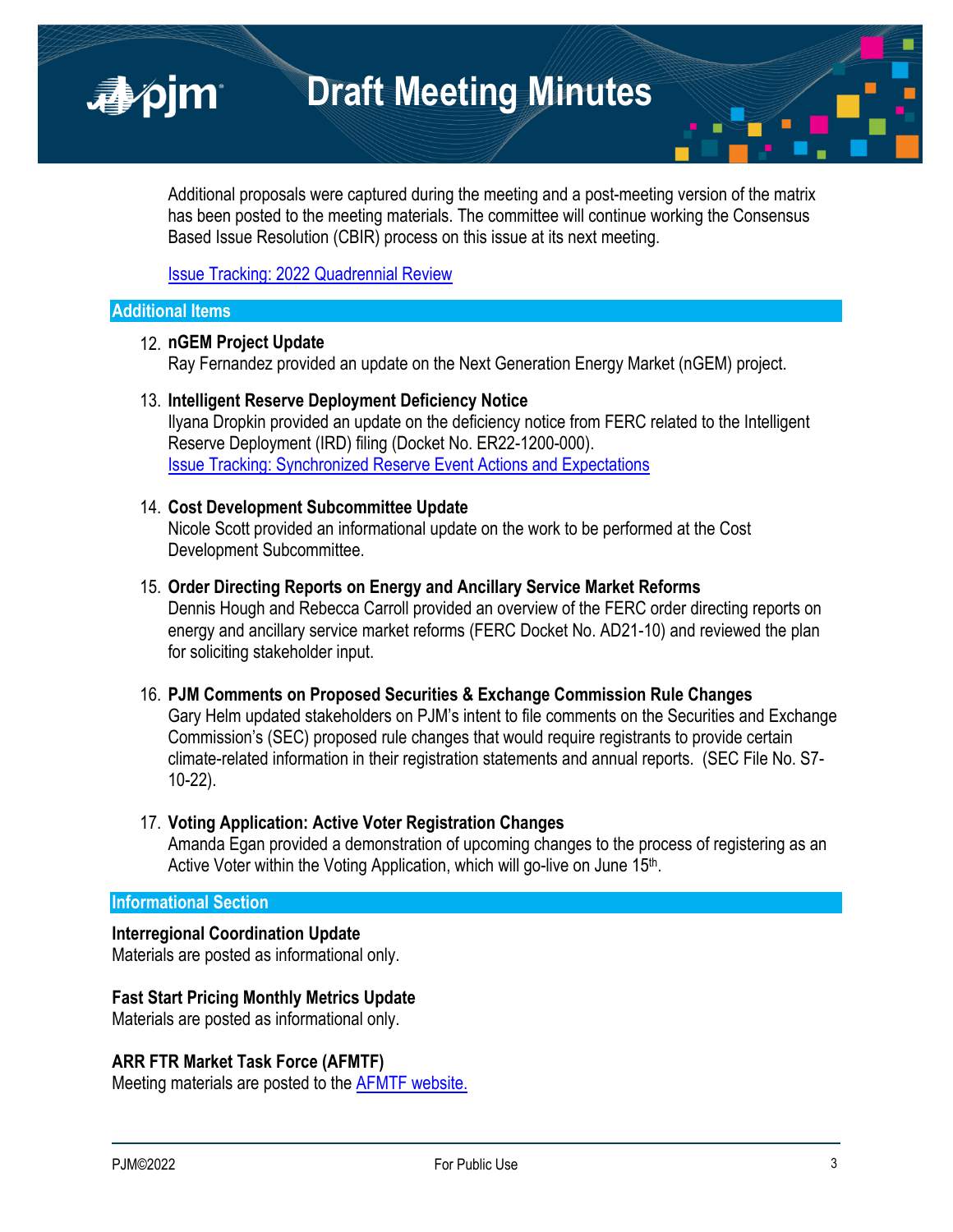Additional proposals were captured during the meeting and a post-meeting version of the matrix has been posted to the meeting materials. The committee will continue working the Consensus Based Issue Resolution (CBIR) process on this issue at its next meeting.

[Issue Tracking: 2022 Quadrennial Review]

## Additional Items

12. **nGEM Project Update**
    Ray Fernandez provided an update on the Next Generation Energy Market (nGEM) project.

13. **Intelligent Reserve Deployment Deficiency Notice**
    Ilyana Dropkin provided an update on the deficiency notice from FERC related to the Intelligent Reserve Deployment (IRD) filing (Docket No. ER22-1200-000).
    [Issue Tracking: Synchronized Reserve Event Actions and Expectations]

14. **Cost Development Subcommittee Update**
    Nicole Scott provided an informational update on the work to be performed at the Cost Development Subcommittee.

15. **Order Directing Reports on Energy and Ancillary Service Market Reforms**
    Dennis Hough and Rebecca Carroll provided an overview of the FERC order directing reports on energy and ancillary service market reforms (FERC Docket No. AD21-10) and reviewed the plan for soliciting stakeholder input.

16. **PJM Comments on Proposed Securities & Exchange Commission Rule Changes**
    Gary Helm updated stakeholders on PJM's intent to file comments on the Securities and Exchange Commission's (SEC) proposed rule changes that would require registrants to provide certain climate-related information in their registration statements and annual reports. (SEC File No. S7-10-22).

17. **Voting Application: Active Voter Registration Changes**
    Amanda Egan provided a demonstration of upcoming changes to the process of registering as an Active Voter within the Voting Application, which will go-live on June 15th.

## Informational Section

**Interregional Coordination Update**
Materials are posted as informational only.

**Fast Start Pricing Monthly Metrics Update**
Materials are posted as informational only.

**ARR FTR Market Task Force (AFMTF)**
Meeting materials are posted to the [AFMTF website.]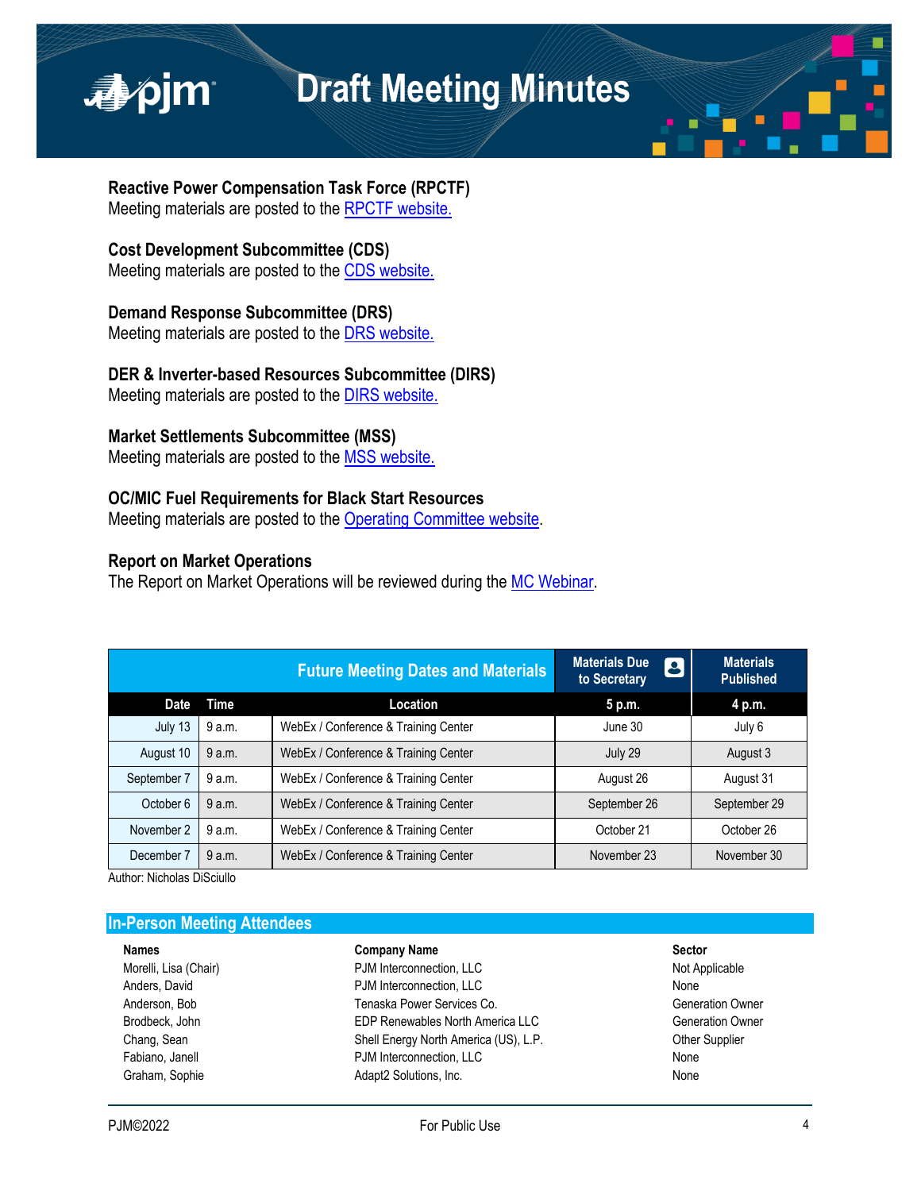**Reactive Power Compensation Task Force (RPCTF)**
Meeting materials are posted to the RPCTF website.

**Cost Development Subcommittee (CDS)**
Meeting materials are posted to the CDS website.

**Demand Response Subcommittee (DRS)**
Meeting materials are posted to the DRS website.

**DER & Inverter-based Resources Subcommittee (DIRS)**
Meeting materials are posted to the DIRS website.

**Market Settlements Subcommittee (MSS)**
Meeting materials are posted to the MSS website.

**OC/MIC Fuel Requirements for Black Start Resources**
Meeting materials are posted to the Operating Committee website.

**Report on Market Operations**
The Report on Market Operations will be reviewed during the MC Webinar.

| Future Meeting Dates and Materials | | | Materials Due to Secretary | Materials Published |
|---|---|---|---|---|
| Date | Time | Location | 5 p.m. | 4 p.m. |
| July 13 | 9 a.m. | WebEx / Conference & Training Center | June 30 | July 6 |
| August 10 | 9 a.m. | WebEx / Conference & Training Center | July 29 | August 3 |
| September 7 | 9 a.m. | WebEx / Conference & Training Center | August 26 | August 31 |
| October 6 | 9 a.m. | WebEx / Conference & Training Center | September 26 | September 29 |
| November 2 | 9 a.m. | WebEx / Conference & Training Center | October 21 | October 26 |
| December 7 | 9 a.m. | WebEx / Conference & Training Center | November 23 | November 30 |

Author: Nicholas DiSciullo

## In-Person Meeting Attendees

| Names | Company Name | Sector |
|---|---|---|
| Morelli, Lisa (Chair) | PJM Interconnection, LLC | Not Applicable |
| Anders, David | PJM Interconnection, LLC | None |
| Anderson, Bob | Tenaska Power Services Co. | Generation Owner |
| Brodbeck, John | EDP Renewables North America LLC | Generation Owner |
| Chang, Sean | Shell Energy North America (US), L.P. | Other Supplier |
| Fabiano, Janell | PJM Interconnection, LLC | None |
| Graham, Sophie | Adapt2 Solutions, Inc. | None |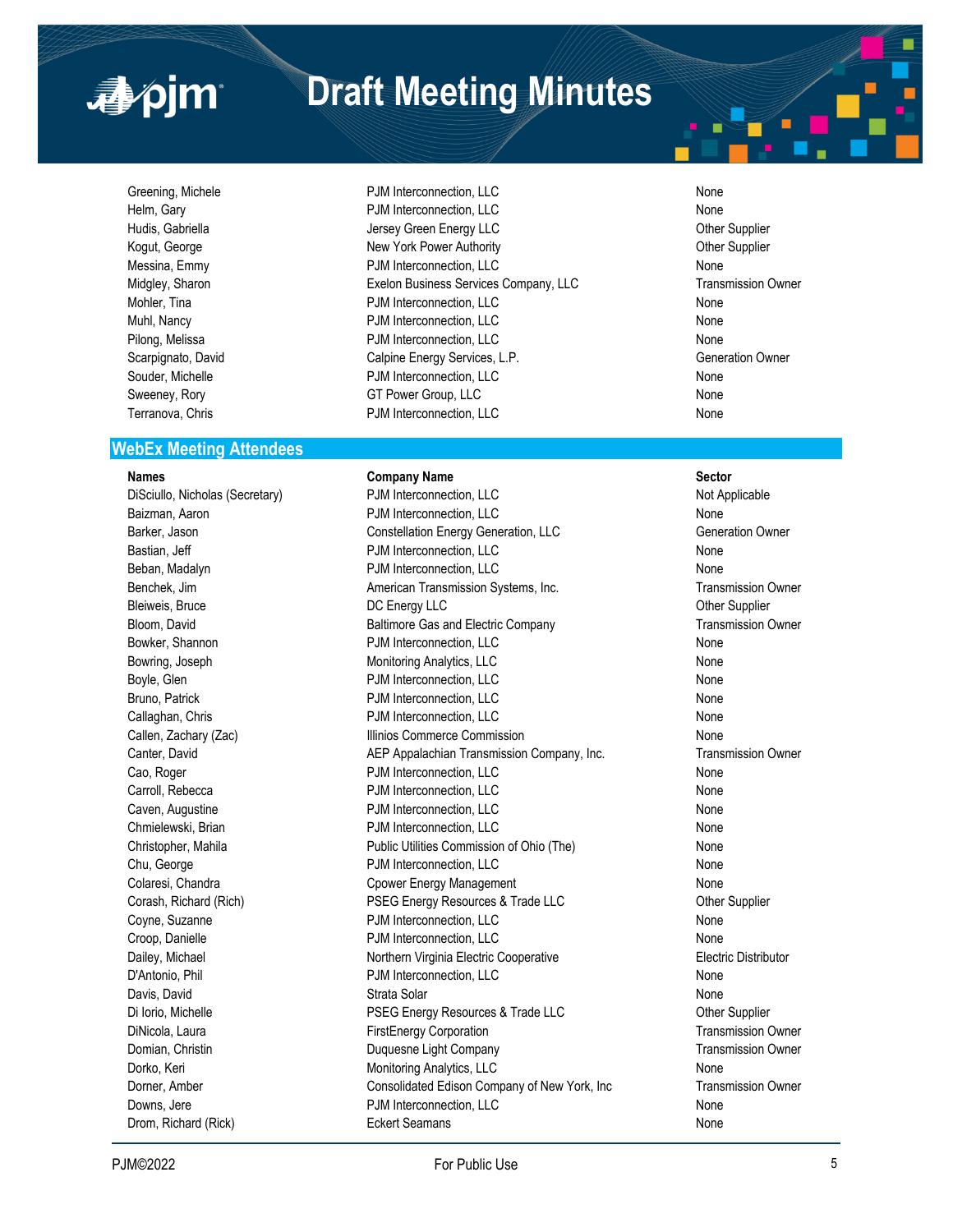| | | |
|---|---|---|
| Greening, Michele | PJM Interconnection, LLC | None |
| Helm, Gary | PJM Interconnection, LLC | None |
| Hudis, Gabriella | Jersey Green Energy LLC | Other Supplier |
| Kogut, George | New York Power Authority | Other Supplier |
| Messina, Emmy | PJM Interconnection, LLC | None |
| Midgley, Sharon | Exelon Business Services Company, LLC | Transmission Owner |
| Mohler, Tina | PJM Interconnection, LLC | None |
| Muhl, Nancy | PJM Interconnection, LLC | None |
| Pilong, Melissa | PJM Interconnection, LLC | None |
| Scarpignato, David | Calpine Energy Services, L.P. | Generation Owner |
| Souder, Michelle | PJM Interconnection, LLC | None |
| Sweeney, Rory | GT Power Group, LLC | None |
| Terranova, Chris | PJM Interconnection, LLC | None |

## WebEx Meeting Attendees

| Names | Company Name | Sector |
|---|---|---|
| DiSciullo, Nicholas (Secretary) | PJM Interconnection, LLC | Not Applicable |
| Baizman, Aaron | PJM Interconnection, LLC | None |
| Barker, Jason | Constellation Energy Generation, LLC | Generation Owner |
| Bastian, Jeff | PJM Interconnection, LLC | None |
| Beban, Madalyn | PJM Interconnection, LLC | None |
| Benchek, Jim | American Transmission Systems, Inc. | Transmission Owner |
| Bleiweis, Bruce | DC Energy LLC | Other Supplier |
| Bloom, David | Baltimore Gas and Electric Company | Transmission Owner |
| Bowker, Shannon | PJM Interconnection, LLC | None |
| Bowring, Joseph | Monitoring Analytics, LLC | None |
| Boyle, Glen | PJM Interconnection, LLC | None |
| Bruno, Patrick | PJM Interconnection, LLC | None |
| Callaghan, Chris | PJM Interconnection, LLC | None |
| Callen, Zachary (Zac) | Illinios Commerce Commission | None |
| Canter, David | AEP Appalachian Transmission Company, Inc. | Transmission Owner |
| Cao, Roger | PJM Interconnection, LLC | None |
| Carroll, Rebecca | PJM Interconnection, LLC | None |
| Caven, Augustine | PJM Interconnection, LLC | None |
| Chmielewski, Brian | PJM Interconnection, LLC | None |
| Christopher, Mahila | Public Utilities Commission of Ohio (The) | None |
| Chu, George | PJM Interconnection, LLC | None |
| Colaresi, Chandra | Cpower Energy Management | None |
| Corash, Richard (Rich) | PSEG Energy Resources & Trade LLC | Other Supplier |
| Coyne, Suzanne | PJM Interconnection, LLC | None |
| Croop, Danielle | PJM Interconnection, LLC | None |
| Dailey, Michael | Northern Virginia Electric Cooperative | Electric Distributor |
| D'Antonio, Phil | PJM Interconnection, LLC | None |
| Davis, David | Strata Solar | None |
| Di Iorio, Michelle | PSEG Energy Resources & Trade LLC | Other Supplier |
| DiNicola, Laura | FirstEnergy Corporation | Transmission Owner |
| Domian, Christin | Duquesne Light Company | Transmission Owner |
| Dorko, Keri | Monitoring Analytics, LLC | None |
| Dorner, Amber | Consolidated Edison Company of New York, Inc | Transmission Owner |
| Downs, Jere | PJM Interconnection, LLC | None |
| Drom, Richard (Rick) | Eckert Seamans | None |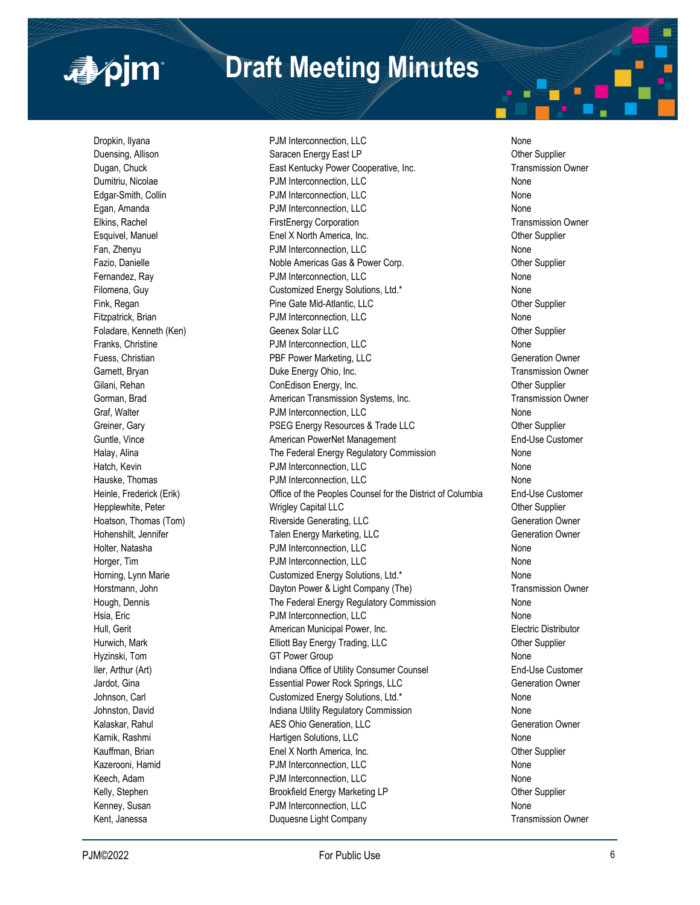| | | |
|---|---|---|
| Dropkin, Ilyana | PJM Interconnection, LLC | None |
| Duensing, Allison | Saracen Energy East LP | Other Supplier |
| Dugan, Chuck | East Kentucky Power Cooperative, Inc. | Transmission Owner |
| Dumitriu, Nicolae | PJM Interconnection, LLC | None |
| Edgar-Smith, Collin | PJM Interconnection, LLC | None |
| Egan, Amanda | PJM Interconnection, LLC | None |
| Elkins, Rachel | FirstEnergy Corporation | Transmission Owner |
| Esquivel, Manuel | Enel X North America, Inc. | Other Supplier |
| Fan, Zhenyu | PJM Interconnection, LLC | None |
| Fazio, Danielle | Noble Americas Gas & Power Corp. | Other Supplier |
| Fernandez, Ray | PJM Interconnection, LLC | None |
| Filomena, Guy | Customized Energy Solutions, Ltd.* | None |
| Fink, Regan | Pine Gate Mid-Atlantic, LLC | Other Supplier |
| Fitzpatrick, Brian | PJM Interconnection, LLC | None |
| Foladare, Kenneth (Ken) | Geenex Solar LLC | Other Supplier |
| Franks, Christine | PJM Interconnection, LLC | None |
| Fuess, Christian | PBF Power Marketing, LLC | Generation Owner |
| Garnett, Bryan | Duke Energy Ohio, Inc. | Transmission Owner |
| Gilani, Rehan | ConEdison Energy, Inc. | Other Supplier |
| Gorman, Brad | American Transmission Systems, Inc. | Transmission Owner |
| Graf, Walter | PJM Interconnection, LLC | None |
| Greiner, Gary | PSEG Energy Resources & Trade LLC | Other Supplier |
| Guntle, Vince | American PowerNet Management | End-Use Customer |
| Halay, Alina | The Federal Energy Regulatory Commission | None |
| Hatch, Kevin | PJM Interconnection, LLC | None |
| Hauske, Thomas | PJM Interconnection, LLC | None |
| Heinle, Frederick (Erik) | Office of the Peoples Counsel for the District of Columbia | End-Use Customer |
| Hepplewhite, Peter | Wrigley Capital LLC | Other Supplier |
| Hoatson, Thomas (Tom) | Riverside Generating, LLC | Generation Owner |
| Hohenshilt, Jennifer | Talen Energy Marketing, LLC | Generation Owner |
| Holter, Natasha | PJM Interconnection, LLC | None |
| Horger, Tim | PJM Interconnection, LLC | None |
| Horning, Lynn Marie | Customized Energy Solutions, Ltd.* | None |
| Horstmann, John | Dayton Power & Light Company (The) | Transmission Owner |
| Hough, Dennis | The Federal Energy Regulatory Commission | None |
| Hsia, Eric | PJM Interconnection, LLC | None |
| Hull, Gerit | American Municipal Power, Inc. | Electric Distributor |
| Hurwich, Mark | Elliott Bay Energy Trading, LLC | Other Supplier |
| Hyzinski, Tom | GT Power Group | None |
| Iler, Arthur (Art) | Indiana Office of Utility Consumer Counsel | End-Use Customer |
| Jardot, Gina | Essential Power Rock Springs, LLC | Generation Owner |
| Johnson, Carl | Customized Energy Solutions, Ltd.* | None |
| Johnston, David | Indiana Utility Regulatory Commission | None |
| Kalaskar, Rahul | AES Ohio Generation, LLC | Generation Owner |
| Karnik, Rashmi | Hartigen Solutions, LLC | None |
| Kauffman, Brian | Enel X North America, Inc. | Other Supplier |
| Kazerooni, Hamid | PJM Interconnection, LLC | None |
| Keech, Adam | PJM Interconnection, LLC | None |
| Kelly, Stephen | Brookfield Energy Marketing LP | Other Supplier |
| Kenney, Susan | PJM Interconnection, LLC | None |
| Kent, Janessa | Duquesne Light Company | Transmission Owner |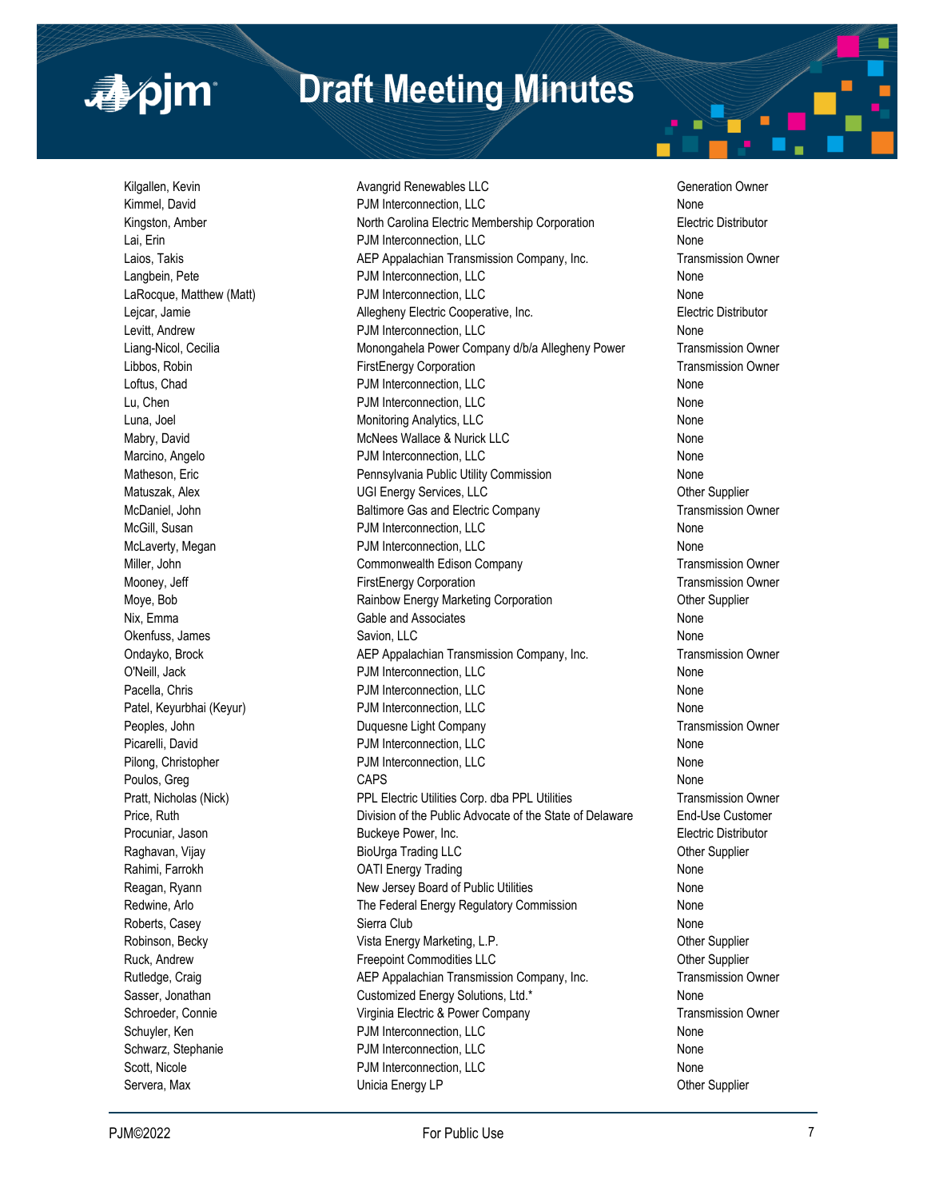| | | |
|---|---|---|
| Kilgallen, Kevin | Avangrid Renewables LLC | Generation Owner |
| Kimmel, David | PJM Interconnection, LLC | None |
| Kingston, Amber | North Carolina Electric Membership Corporation | Electric Distributor |
| Lai, Erin | PJM Interconnection, LLC | None |
| Laios, Takis | AEP Appalachian Transmission Company, Inc. | Transmission Owner |
| Langbein, Pete | PJM Interconnection, LLC | None |
| LaRocque, Matthew (Matt) | PJM Interconnection, LLC | None |
| Lejcar, Jamie | Allegheny Electric Cooperative, Inc. | Electric Distributor |
| Levitt, Andrew | PJM Interconnection, LLC | None |
| Liang-Nicol, Cecilia | Monongahela Power Company d/b/a Allegheny Power | Transmission Owner |
| Libbos, Robin | FirstEnergy Corporation | Transmission Owner |
| Loftus, Chad | PJM Interconnection, LLC | None |
| Lu, Chen | PJM Interconnection, LLC | None |
| Luna, Joel | Monitoring Analytics, LLC | None |
| Mabry, David | McNees Wallace & Nurick LLC | None |
| Marcino, Angelo | PJM Interconnection, LLC | None |
| Matheson, Eric | Pennsylvania Public Utility Commission | None |
| Matuszak, Alex | UGI Energy Services, LLC | Other Supplier |
| McDaniel, John | Baltimore Gas and Electric Company | Transmission Owner |
| McGill, Susan | PJM Interconnection, LLC | None |
| McLaverty, Megan | PJM Interconnection, LLC | None |
| Miller, John | Commonwealth Edison Company | Transmission Owner |
| Mooney, Jeff | FirstEnergy Corporation | Transmission Owner |
| Moye, Bob | Rainbow Energy Marketing Corporation | Other Supplier |
| Nix, Emma | Gable and Associates | None |
| Okenfuss, James | Savion, LLC | None |
| Ondayko, Brock | AEP Appalachian Transmission Company, Inc. | Transmission Owner |
| O'Neill, Jack | PJM Interconnection, LLC | None |
| Pacella, Chris | PJM Interconnection, LLC | None |
| Patel, Keyurbhai (Keyur) | PJM Interconnection, LLC | None |
| Peoples, John | Duquesne Light Company | Transmission Owner |
| Picarelli, David | PJM Interconnection, LLC | None |
| Pilong, Christopher | PJM Interconnection, LLC | None |
| Poulos, Greg | CAPS | None |
| Pratt, Nicholas (Nick) | PPL Electric Utilities Corp. dba PPL Utilities | Transmission Owner |
| Price, Ruth | Division of the Public Advocate of the State of Delaware | End-Use Customer |
| Procuniar, Jason | Buckeye Power, Inc. | Electric Distributor |
| Raghavan, Vijay | BioUrga Trading LLC | Other Supplier |
| Rahimi, Farrokh | OATI Energy Trading | None |
| Reagan, Ryann | New Jersey Board of Public Utilities | None |
| Redwine, Arlo | The Federal Energy Regulatory Commission | None |
| Roberts, Casey | Sierra Club | None |
| Robinson, Becky | Vista Energy Marketing, L.P. | Other Supplier |
| Ruck, Andrew | Freepoint Commodities LLC | Other Supplier |
| Rutledge, Craig | AEP Appalachian Transmission Company, Inc. | Transmission Owner |
| Sasser, Jonathan | Customized Energy Solutions, Ltd.* | None |
| Schroeder, Connie | Virginia Electric & Power Company | Transmission Owner |
| Schuyler, Ken | PJM Interconnection, LLC | None |
| Schwarz, Stephanie | PJM Interconnection, LLC | None |
| Scott, Nicole | PJM Interconnection, LLC | None |
| Servera, Max | Unicia Energy LP | Other Supplier |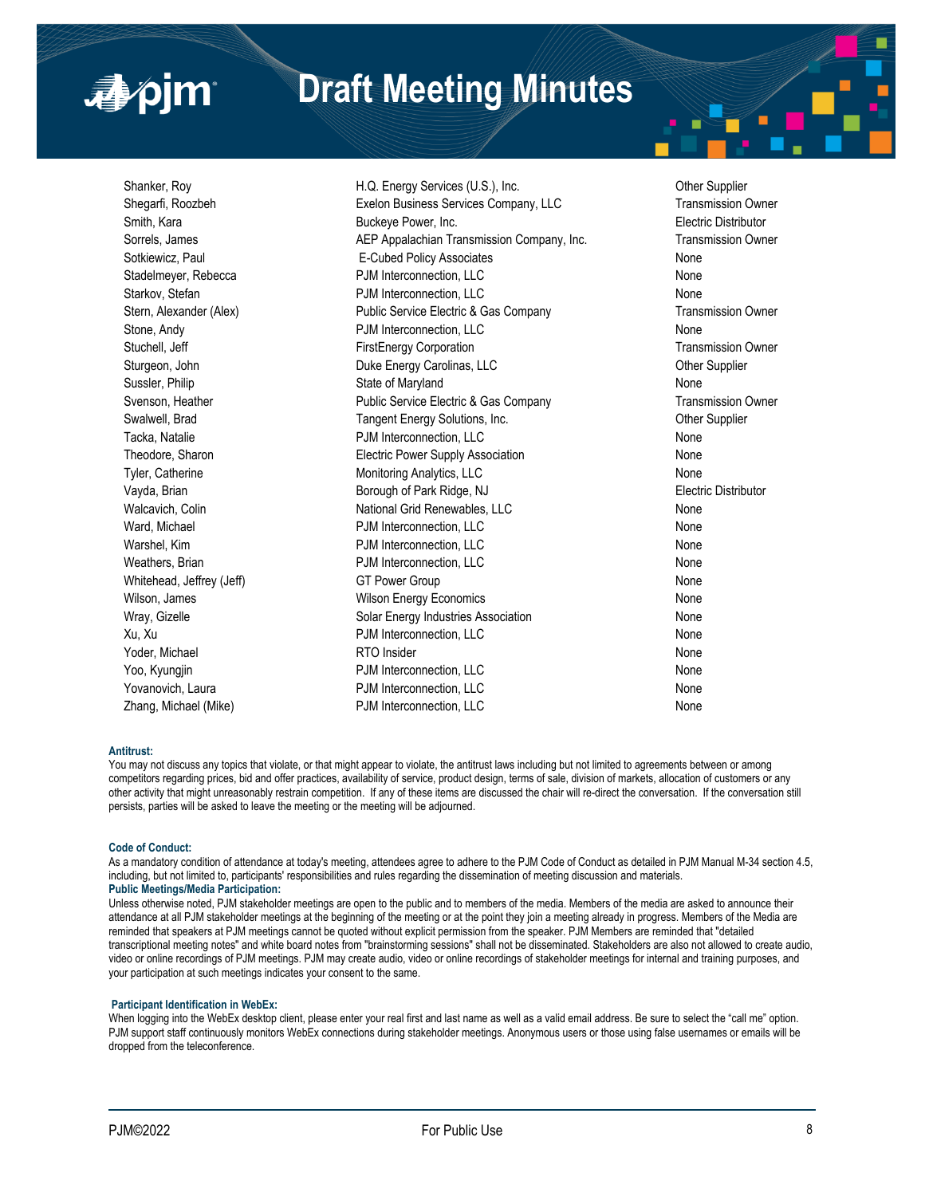| | | |
|---|---|---|
| Shanker, Roy | H.Q. Energy Services (U.S.), Inc. | Other Supplier |
| Shegarfi, Roozbeh | Exelon Business Services Company, LLC | Transmission Owner |
| Smith, Kara | Buckeye Power, Inc. | Electric Distributor |
| Sorrels, James | AEP Appalachian Transmission Company, Inc. | Transmission Owner |
| Sotkiewicz, Paul | E-Cubed Policy Associates | None |
| Stadelmeyer, Rebecca | PJM Interconnection, LLC | None |
| Starkov, Stefan | PJM Interconnection, LLC | None |
| Stern, Alexander (Alex) | Public Service Electric & Gas Company | Transmission Owner |
| Stone, Andy | PJM Interconnection, LLC | None |
| Stuchell, Jeff | FirstEnergy Corporation | Transmission Owner |
| Sturgeon, John | Duke Energy Carolinas, LLC | Other Supplier |
| Sussler, Philip | State of Maryland | None |
| Svenson, Heather | Public Service Electric & Gas Company | Transmission Owner |
| Swalwell, Brad | Tangent Energy Solutions, Inc. | Other Supplier |
| Tacka, Natalie | PJM Interconnection, LLC | None |
| Theodore, Sharon | Electric Power Supply Association | None |
| Tyler, Catherine | Monitoring Analytics, LLC | None |
| Vayda, Brian | Borough of Park Ridge, NJ | Electric Distributor |
| Walcavich, Colin | National Grid Renewables, LLC | None |
| Ward, Michael | PJM Interconnection, LLC | None |
| Warshel, Kim | PJM Interconnection, LLC | None |
| Weathers, Brian | PJM Interconnection, LLC | None |
| Whitehead, Jeffrey (Jeff) | GT Power Group | None |
| Wilson, James | Wilson Energy Economics | None |
| Wray, Gizelle | Solar Energy Industries Association | None |
| Xu, Xu | PJM Interconnection, LLC | None |
| Yoder, Michael | RTO Insider | None |
| Yoo, Kyungjin | PJM Interconnection, LLC | None |
| Yovanovich, Laura | PJM Interconnection, LLC | None |
| Zhang, Michael (Mike) | PJM Interconnection, LLC | None |

**Antitrust:**

You may not discuss any topics that violate, or that might appear to violate, the antitrust laws including but not limited to agreements between or among competitors regarding prices, bid and offer practices, availability of service, product design, terms of sale, division of markets, allocation of customers or any other activity that might unreasonably restrain competition. If any of these items are discussed the chair will re-direct the conversation. If the conversation still persists, parties will be asked to leave the meeting or the meeting will be adjourned.

**Code of Conduct:**

As a mandatory condition of attendance at today's meeting, attendees agree to adhere to the PJM Code of Conduct as detailed in PJM Manual M-34 section 4.5, including, but not limited to, participants' responsibilities and rules regarding the dissemination of meeting discussion and materials.

**Public Meetings/Media Participation:**

Unless otherwise noted, PJM stakeholder meetings are open to the public and to members of the media. Members of the media are asked to announce their attendance at all PJM stakeholder meetings at the beginning of the meeting or at the point they join a meeting already in progress. Members of the Media are reminded that speakers at PJM meetings cannot be quoted without explicit permission from the speaker. PJM Members are reminded that "detailed transcriptional meeting notes" and white board notes from "brainstorming sessions" shall not be disseminated. Stakeholders are also not allowed to create audio, video or online recordings of PJM meetings. PJM may create audio, video or online recordings of stakeholder meetings for internal and training purposes, and your participation at such meetings indicates your consent to the same.

**Participant Identification in WebEx:**

When logging into the WebEx desktop client, please enter your real first and last name as well as a valid email address. Be sure to select the "call me" option. PJM support staff continuously monitors WebEx connections during stakeholder meetings. Anonymous users or those using false usernames or emails will be dropped from the teleconference.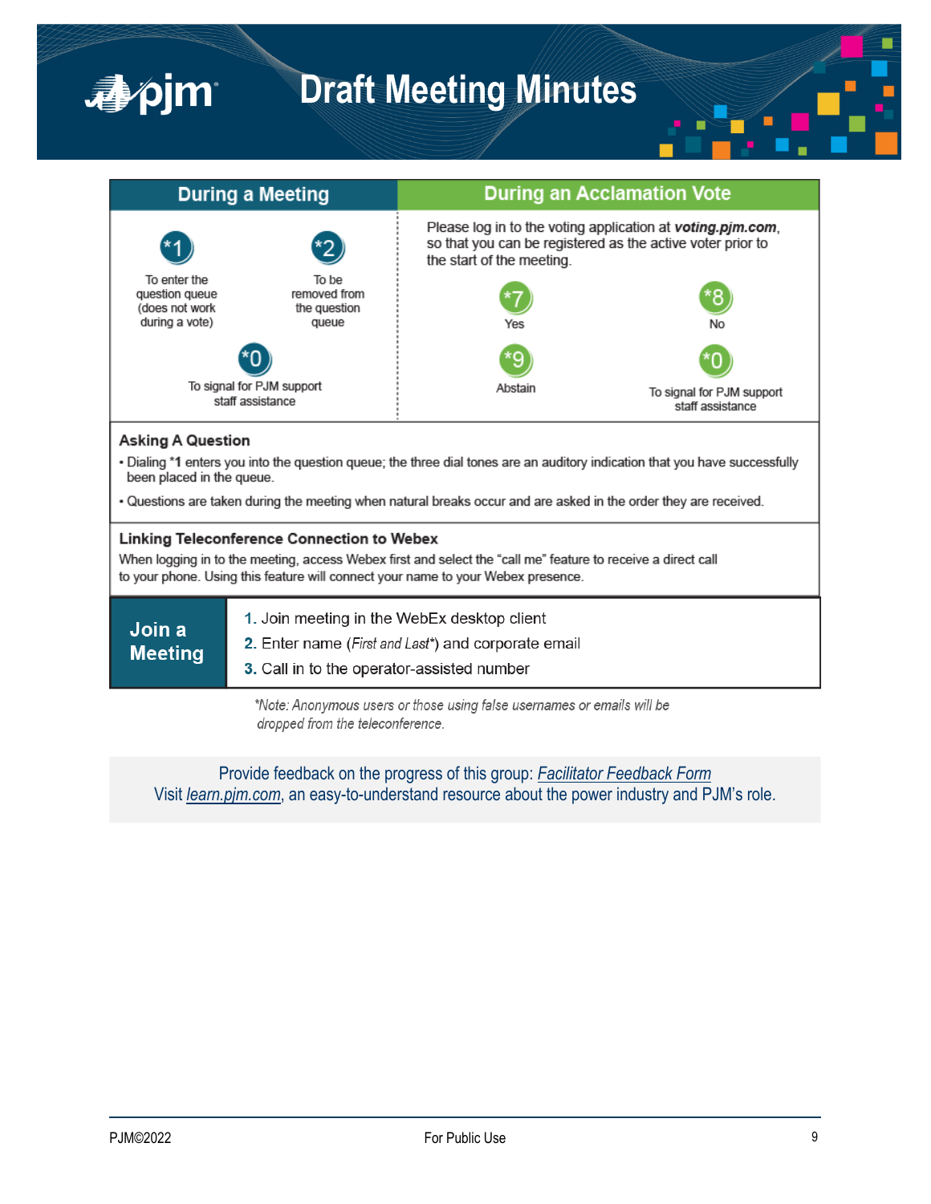# Draft Meeting Minutes

| During a Meeting | During an Acclamation Vote |
|---|---|
| *1 To enter the question queue (does not work during a vote) | Please log in to the voting application at ***voting.pjm.com***, so that you can be registered as the active voter prior to the start of the meeting. |
| *2 To be removed from the question queue | *7 Yes |
| *0 To signal for PJM support staff assistance | *8 No |
| | *9 Abstain |
| | *0 To signal for PJM support staff assistance |

**Asking A Question**

- Dialing ***1** enters you into the question queue; the three dial tones are an auditory indication that you have successfully been placed in the queue.
- Questions are taken during the meeting when natural breaks occur and are asked in the order they are received.

**Linking Teleconference Connection to Webex**

When logging in to the meeting, access Webex first and select the "call me" feature to receive a direct call to your phone. Using this feature will connect your name to your Webex presence.

**Join a Meeting**

1. Join meeting in the WebEx desktop client
2. Enter name (*First and Last*\*) and corporate email
3. Call in to the operator-assisted number

*\*Note: Anonymous users or those using false usernames or emails will be dropped from the teleconference.*

Provide feedback on the progress of this group: *Facilitator Feedback Form*

Visit *learn.pjm.com*, an easy-to-understand resource about the power industry and PJM's role.